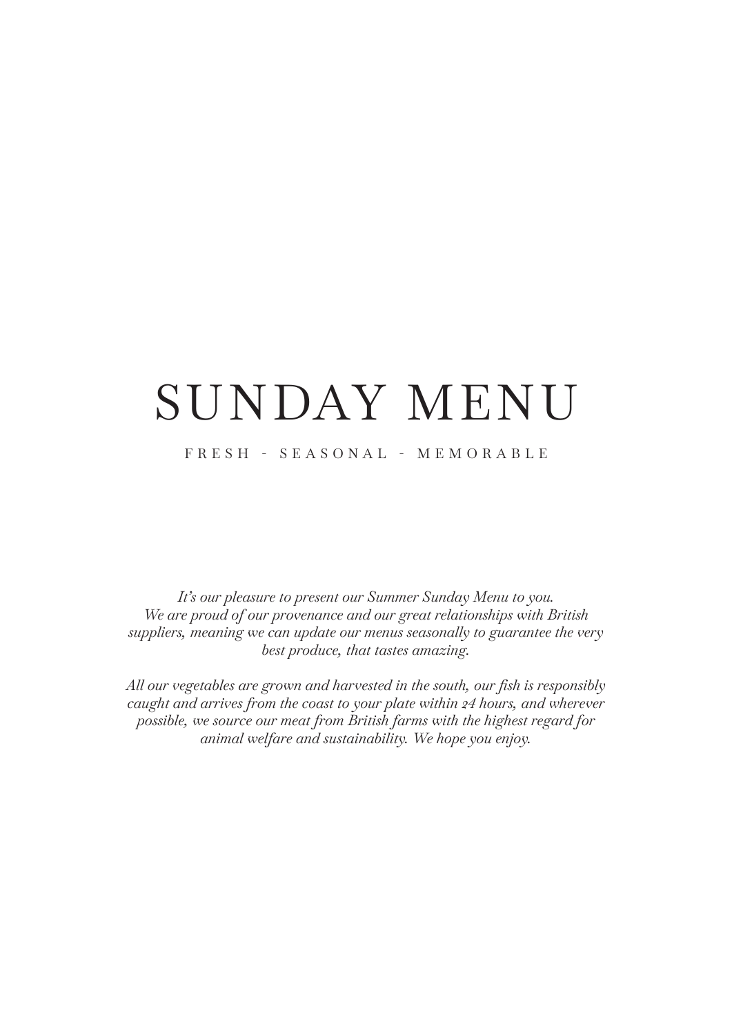# SUNDAY MENU

FRESH - SEASONAL - MEMORABLE

*It's our pleasure to present our Summer Sunday Menu to you. We are proud of our provenance and our great relationships with British suppliers, meaning we can update our menus seasonally to guarantee the very best produce, that tastes amazing.*

*All our vegetables are grown and harvested in the south, our fish is responsibly caught and arrives from the coast to your plate within 24 hours, and wherever possible, we source our meat from British farms with the highest regard for animal welfare and sustainability. We hope you enjoy.*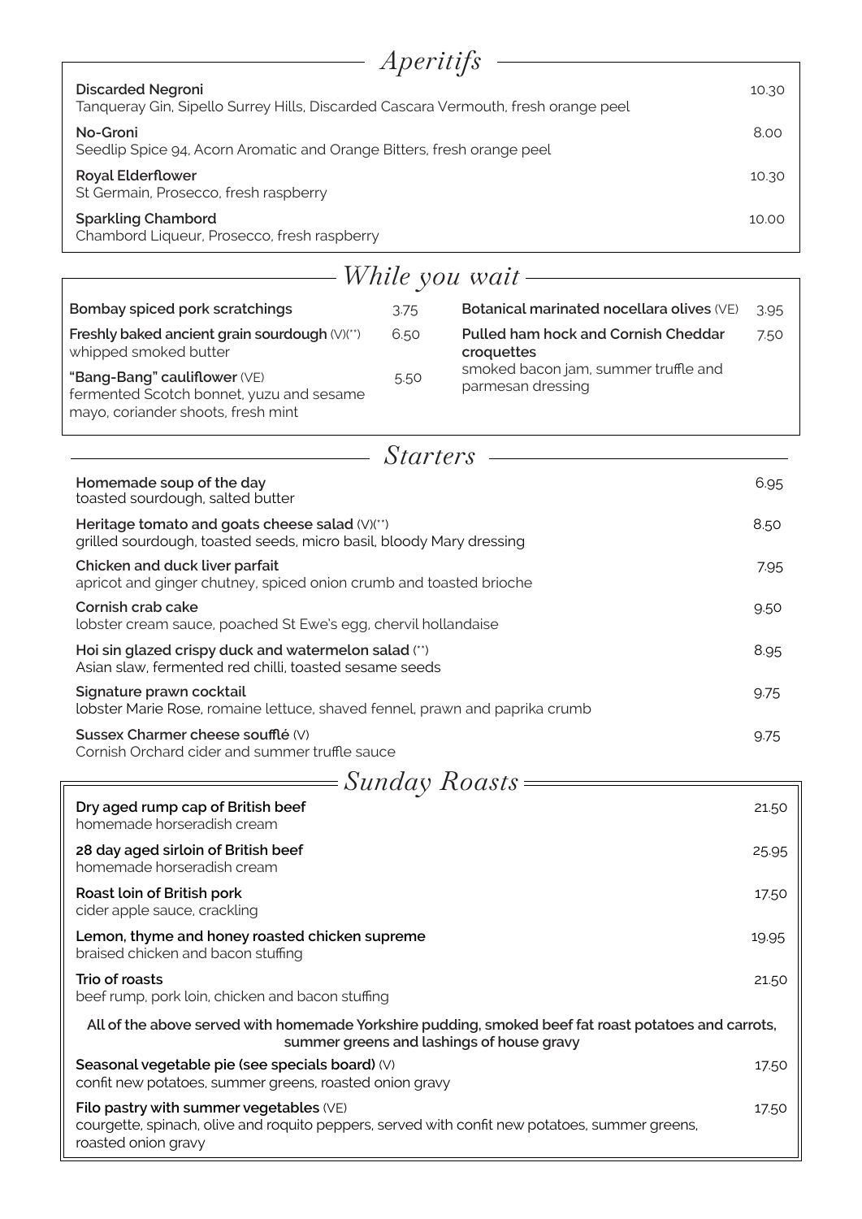## *Aperitifs*

**Discarded Negroni** 10.30
Tanqueray Gin, Sipello Surrey Hills, Discarded Cascara Vermouth, fresh orange peel

**No-Groni** 8.00
Seedlip Spice 94, Acorn Aromatic and Orange Bitters, fresh orange peel

**Royal Elderflower** 10.30
St Germain, Prosecco, fresh raspberry

**Sparkling Chambord** 10.00
Chambord Liqueur, Prosecco, fresh raspberry

## *While you wait*

**Bombay spiced pork scratchings** 3.75

**Freshly baked ancient grain sourdough** (V)(**) 6.50
whipped smoked butter

**"Bang-Bang" cauliflower** (VE) 5.50
fermented Scotch bonnet, yuzu and sesame mayo, coriander shoots, fresh mint

**Botanical marinated nocellara olives** (VE) 3.95

**Pulled ham hock and Cornish Cheddar croquettes** 7.50
smoked bacon jam, summer truffle and parmesan dressing

## *Starters*

**Homemade soup of the day** 6.95
toasted sourdough, salted butter

**Heritage tomato and goats cheese salad** (V)(**) 8.50
grilled sourdough, toasted seeds, micro basil, bloody Mary dressing

**Chicken and duck liver parfait** 7.95
apricot and ginger chutney, spiced onion crumb and toasted brioche

**Cornish crab cake** 9.50
lobster cream sauce, poached St Ewe's egg, chervil hollandaise

**Hoi sin glazed crispy duck and watermelon salad** (**) 8.95
Asian slaw, fermented red chilli, toasted sesame seeds

**Signature prawn cocktail** 9.75
lobster Marie Rose, romaine lettuce, shaved fennel, prawn and paprika crumb

**Sussex Charmer cheese soufflé** (V) 9.75
Cornish Orchard cider and summer truffle sauce

## *Sunday Roasts*

**Dry aged rump cap of British beef** 21.50
homemade horseradish cream

**28 day aged sirloin of British beef** 25.95
homemade horseradish cream

**Roast loin of British pork** 17.50
cider apple sauce, crackling

**Lemon, thyme and honey roasted chicken supreme** 19.95
braised chicken and bacon stuffing

**Trio of roasts** 21.50
beef rump, pork loin, chicken and bacon stuffing

**All of the above served with homemade Yorkshire pudding, smoked beef fat roast potatoes and carrots, summer greens and lashings of house gravy**

**Seasonal vegetable pie (see specials board)** (V) 17.50
confit new potatoes, summer greens, roasted onion gravy

**Filo pastry with summer vegetables** (VE) 17.50
courgette, spinach, olive and roquito peppers, served with confit new potatoes, summer greens, roasted onion gravy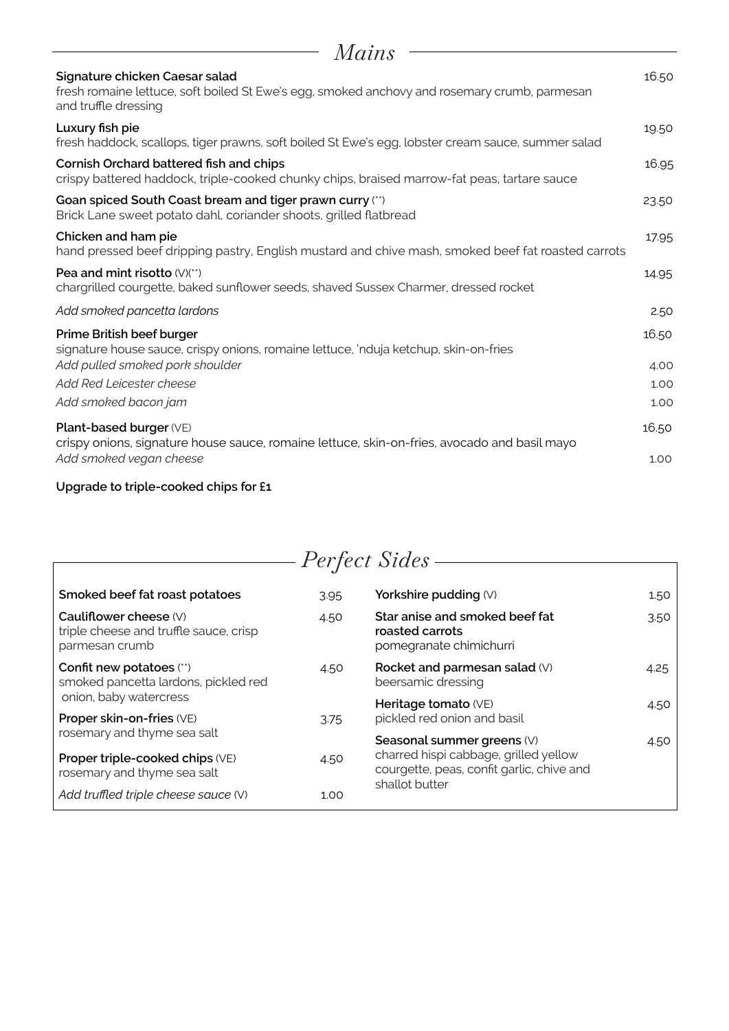## *Mains*

**Signature chicken Caesar salad** 16.50
fresh romaine lettuce, soft boiled St Ewe's egg, smoked anchovy and rosemary crumb, parmesan and truffle dressing

**Luxury fish pie** 19.50
fresh haddock, scallops, tiger prawns, soft boiled St Ewe's egg, lobster cream sauce, summer salad

**Cornish Orchard battered fish and chips** 16.95
crispy battered haddock, triple-cooked chunky chips, braised marrow-fat peas, tartare sauce

**Goan spiced South Coast bream and tiger prawn curry** (**) 23.50
Brick Lane sweet potato dahl, coriander shoots, grilled flatbread

**Chicken and ham pie** 17.95
hand pressed beef dripping pastry, English mustard and chive mash, smoked beef fat roasted carrots

**Pea and mint risotto** (V)(**) 14.95
chargrilled courgette, baked sunflower seeds, shaved Sussex Charmer, dressed rocket

*Add smoked pancetta lardons* 2.50

**Prime British beef burger** 16.50
signature house sauce, crispy onions, romaine lettuce, 'nduja ketchup, skin-on-fries

*Add pulled smoked pork shoulder* 4.00
*Add Red Leicester cheese* 1.00
*Add smoked bacon jam* 1.00

**Plant-based burger** (VE) 16.50
crispy onions, signature house sauce, romaine lettuce, skin-on-fries, avocado and basil mayo

*Add smoked vegan cheese* 1.00

**Upgrade to triple-cooked chips for £1**

## *Perfect Sides*

**Smoked beef fat roast potatoes** 3.95

**Cauliflower cheese** (V) 4.50
triple cheese and truffle sauce, crisp parmesan crumb

**Confit new potatoes** (**) 4.50
smoked pancetta lardons, pickled red onion, baby watercress

**Proper skin-on-fries** (VE) 3.75
rosemary and thyme sea salt

**Proper triple-cooked chips** (VE) 4.50
rosemary and thyme sea salt

*Add truffled triple cheese sauce* (V) 1.00

**Yorkshire pudding** (V) 1.50

**Star anise and smoked beef fat roasted carrots** 3.50
pomegranate chimichurri

**Rocket and parmesan salad** (V) 4.25
beersamic dressing

**Heritage tomato** (VE) 4.50
pickled red onion and basil

**Seasonal summer greens** (V) 4.50
charred hispi cabbage, grilled yellow courgette, peas, confit garlic, chive and shallot butter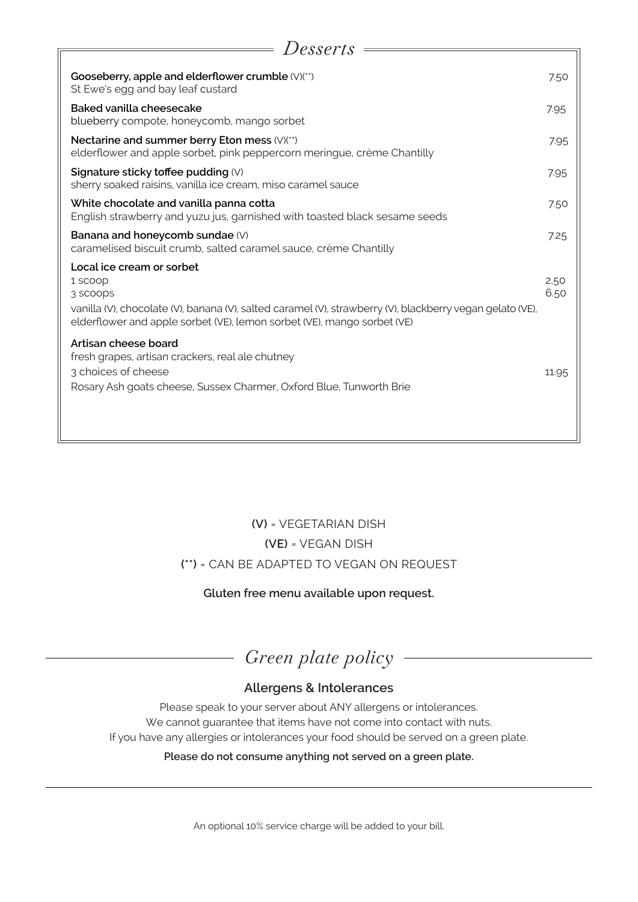## *Desserts*

**Gooseberry, apple and elderflower crumble** (V)(**) — 7.50
St Ewe's egg and bay leaf custard

**Baked vanilla cheesecake** — 7.95
blueberry compote, honeycomb, mango sorbet

**Nectarine and summer berry Eton mess** (V)(**) — 7.95
elderflower and apple sorbet, pink peppercorn meringue, crème Chantilly

**Signature sticky toffee pudding** (V) — 7.95
sherry soaked raisins, vanilla ice cream, miso caramel sauce

**White chocolate and vanilla panna cotta** — 7.50
English strawberry and yuzu jus, garnished with toasted black sesame seeds

**Banana and honeycomb sundae** (V) — 7.25
caramelised biscuit crumb, salted caramel sauce, crème Chantilly

**Local ice cream or sorbet**
1 scoop — 2.50
3 scoops — 6.50
vanilla (V), chocolate (V), banana (V), salted caramel (V), strawberry (V), blackberry vegan gelato (VE), elderflower and apple sorbet (VE), lemon sorbet (VE), mango sorbet (VE)

**Artisan cheese board**
fresh grapes, artisan crackers, real ale chutney
3 choices of cheese — 11.95
Rosary Ash goats cheese, Sussex Charmer, Oxford Blue, Tunworth Brie

**(V)** = VEGETARIAN DISH

**(VE)** = VEGAN DISH

**(**)** = CAN BE ADAPTED TO VEGAN ON REQUEST

**Gluten free menu available upon request.**

## *Green plate policy*

### Allergens & Intolerances

Please speak to your server about ANY allergens or intolerances.
We cannot guarantee that items have not come into contact with nuts.
If you have any allergies or intolerances your food should be served on a green plate.

**Please do not consume anything not served on a green plate.**

An optional 10% service charge will be added to your bill.